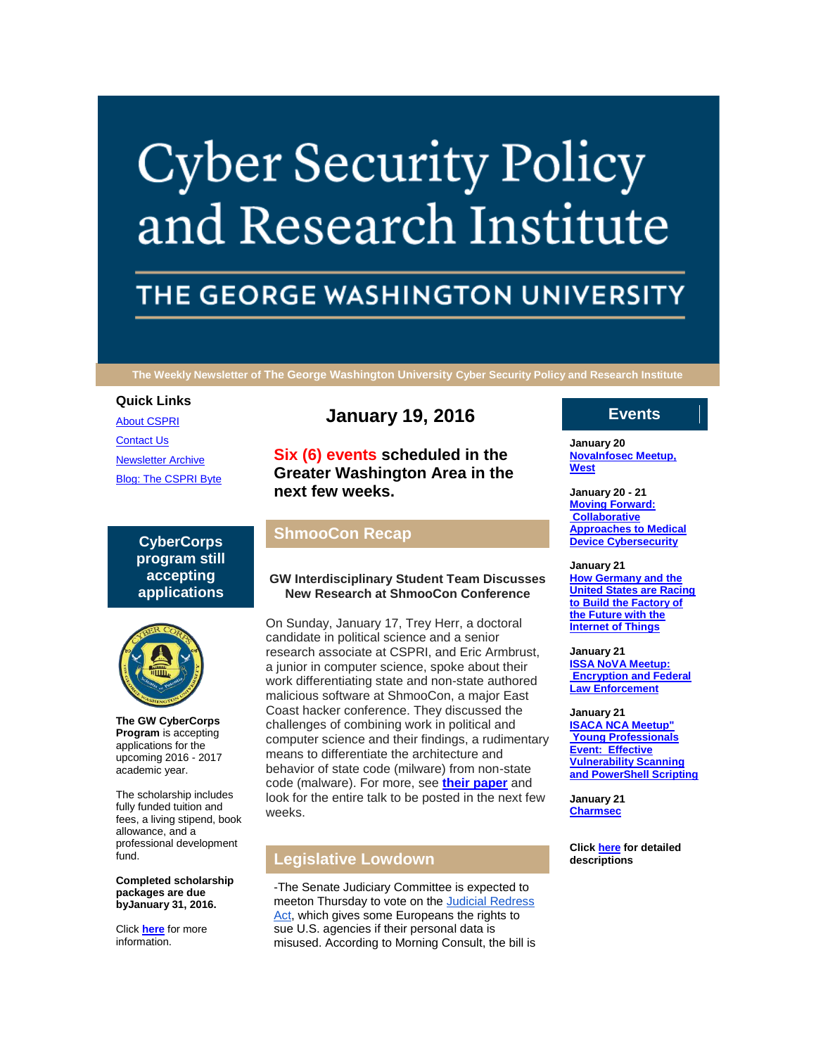# Cyber Security Policy and Research Institute

## THE GEORGE WASHINGTON UNIVERSITY

**The Weekly Newsletter of The George Washington University Cyber Security Policy and Research Institute**

## January 19, 2016

**Six (6) events scheduled in the Greater Washington Area in the next few weeks.**

## ShmooCon Recap

**GW Interdisciplinary Student Team Discusses New Research at ShmooCon Conference**

On Sunday, January 17, Trey Herr, a doctoral candidate in political science and a senior research associate at CSPRI, and Eric Armbrust, a junior in computer science, spoke about their work differentiating state and non-state authored malicious software at ShmooCon, a major East Coast hacker conference. They discussed the challenges of combining work in political and computer science and their findings, a rudimentary means to differentiate the architecture and behavior of state code (milware) from non-state code (malware). For more, see **their paper** and look for the entire talk to be posted in the next few weeks.

## Legislative Lowdown

-The Senate Judiciary Committee is expected to meeton Thursday to vote on the Judicial Redress Act, which gives some Europeans the rights to sue U.S. agencies if their personal data is misused. According to Morning Consult, the bill is

### Quick Links

About CSPRI

Contact Us

Newsletter Archive

Blog: The CSPRI Byte

### CyberCorps program still accepting applications

**The GW CyberCorps Program** is accepting applications for the upcoming 2016 - 2017 academic year.

The scholarship includes fully funded tuition and fees, a living stipend, book allowance, and a professional development fund.

**Completed scholarship packages are due byJanuary 31, 2016.**

Click **here** for more information.

### Events

**January 20**
**NovaInfosec Meetup, West**

**January 20 - 21**
**Moving Forward: Collaborative Approaches to Medical Device Cybersecurity**

**January 21**
**How Germany and the United States are Racing to Build the Factory of the Future with the Internet of Things**

**January 21**
**ISSA NoVA Meetup: Encryption and Federal Law Enforcement**

**January 21**
**ISACA NCA Meetup" Young Professionals Event: Effective Vulnerability Scanning and PowerShell Scripting**

**January 21**
**Charmsec**

**Click here for detailed descriptions**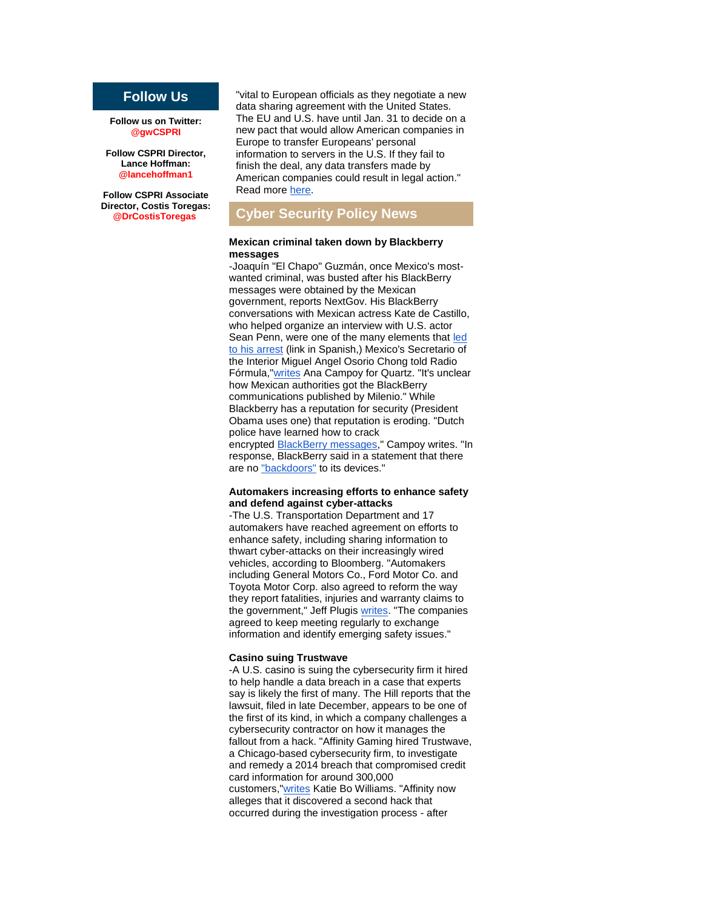## Follow Us

**Follow us on Twitter:**
**@gwCSPRI**

**Follow CSPRI Director, Lance Hoffman:**
**@lancehoffman1**

**Follow CSPRI Associate Director, Costis Toregas:**
**@DrCostisToregas**

"vital to European officials as they negotiate a new data sharing agreement with the United States. The EU and U.S. have until Jan. 31 to decide on a new pact that would allow American companies in Europe to transfer Europeans' personal information to servers in the U.S. If they fail to finish the deal, any data transfers made by American companies could result in legal action." Read more here.

## Cyber Security Policy News

**Mexican criminal taken down by Blackberry messages**

-Joaquín "El Chapo" Guzmán, once Mexico's most-wanted criminal, was busted after his BlackBerry messages were obtained by the Mexican government, reports NextGov. His BlackBerry conversations with Mexican actress Kate de Castillo, who helped organize an interview with U.S. actor Sean Penn, were one of the many elements that led to his arrest (link in Spanish,) Mexico's Secretario of the Interior Miguel Angel Osorio Chong told Radio Fórmula,"writes Ana Campoy for Quartz. "It's unclear how Mexican authorities got the BlackBerry communications published by Milenio." While Blackberry has a reputation for security (President Obama uses one) that reputation is eroding. "Dutch police have learned how to crack encrypted BlackBerry messages," Campoy writes. "In response, BlackBerry said in a statement that there are no "backdoors" to its devices."

**Automakers increasing efforts to enhance safety and defend against cyber-attacks**

-The U.S. Transportation Department and 17 automakers have reached agreement on efforts to enhance safety, including sharing information to thwart cyber-attacks on their increasingly wired vehicles, according to Bloomberg. "Automakers including General Motors Co., Ford Motor Co. and Toyota Motor Corp. also agreed to reform the way they report fatalities, injuries and warranty claims to the government," Jeff Plugis writes. "The companies agreed to keep meeting regularly to exchange information and identify emerging safety issues."

**Casino suing Trustwave**

-A U.S. casino is suing the cybersecurity firm it hired to help handle a data breach in a case that experts say is likely the first of many. The Hill reports that the lawsuit, filed in late December, appears to be one of the first of its kind, in which a company challenges a cybersecurity contractor on how it manages the fallout from a hack. "Affinity Gaming hired Trustwave, a Chicago-based cybersecurity firm, to investigate and remedy a 2014 breach that compromised credit card information for around 300,000 customers,"writes Katie Bo Williams. "Affinity now alleges that it discovered a second hack that occurred during the investigation process - after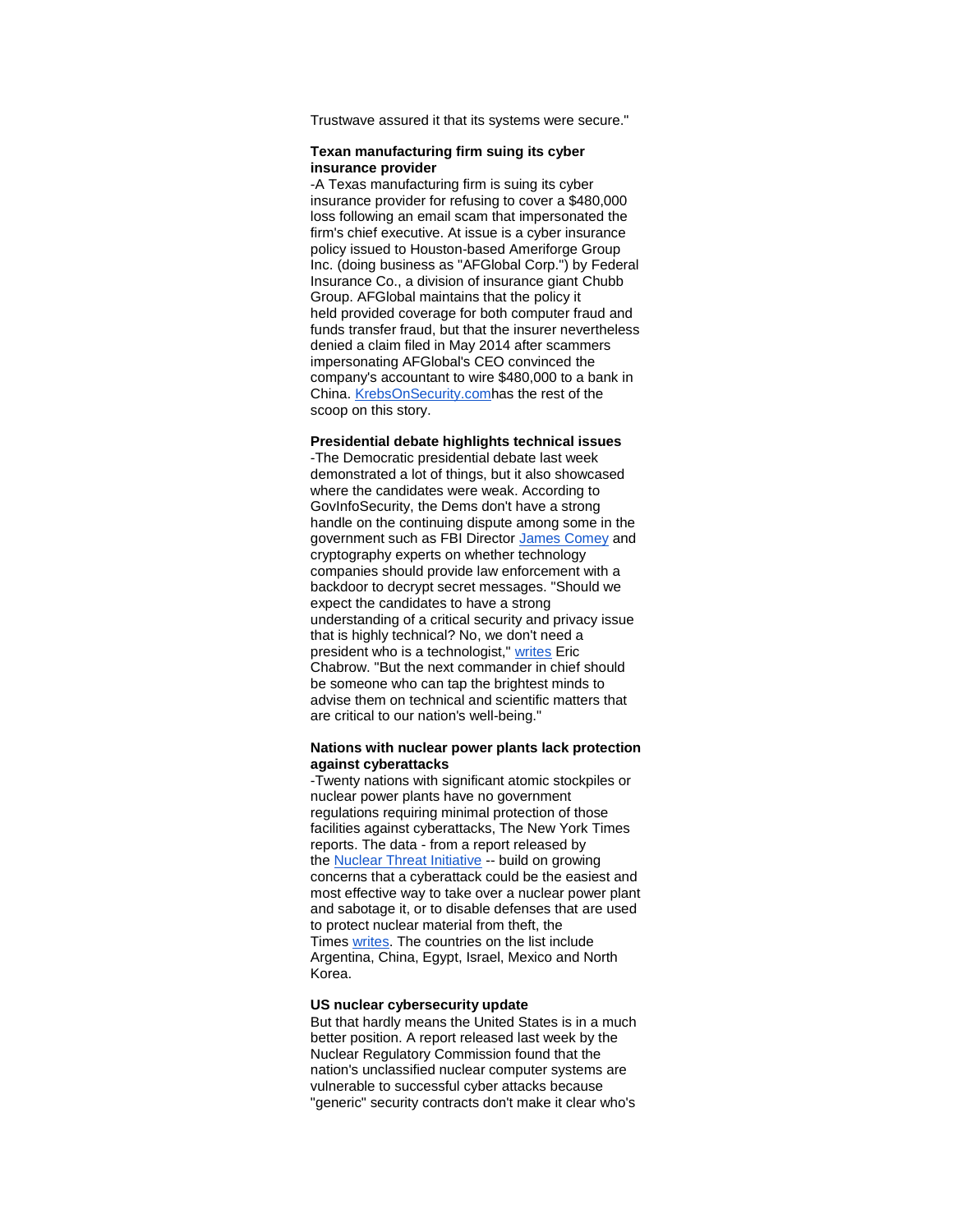Trustwave assured it that its systems were secure."

**Texan manufacturing firm suing its cyber insurance provider**
-A Texas manufacturing firm is suing its cyber insurance provider for refusing to cover a $480,000 loss following an email scam that impersonated the firm's chief executive. At issue is a cyber insurance policy issued to Houston-based Ameriforge Group Inc. (doing business as "AFGlobal Corp.") by Federal Insurance Co., a division of insurance giant Chubb Group. AFGlobal maintains that the policy it held provided coverage for both computer fraud and funds transfer fraud, but that the insurer nevertheless denied a claim filed in May 2014 after scammers impersonating AFGlobal's CEO convinced the company's accountant to wire $480,000 to a bank in China. KrebsOnSecurity.comhas the rest of the scoop on this story.

**Presidential debate highlights technical issues**
-The Democratic presidential debate last week demonstrated a lot of things, but it also showcased where the candidates were weak. According to GovInfoSecurity, the Dems don't have a strong handle on the continuing dispute among some in the government such as FBI Director James Comey and cryptography experts on whether technology companies should provide law enforcement with a backdoor to decrypt secret messages. "Should we expect the candidates to have a strong understanding of a critical security and privacy issue that is highly technical? No, we don't need a president who is a technologist," writes Eric Chabrow. "But the next commander in chief should be someone who can tap the brightest minds to advise them on technical and scientific matters that are critical to our nation's well-being."

**Nations with nuclear power plants lack protection against cyberattacks**
-Twenty nations with significant atomic stockpiles or nuclear power plants have no government regulations requiring minimal protection of those facilities against cyberattacks, The New York Times reports. The data - from a report released by the Nuclear Threat Initiative -- build on growing concerns that a cyberattack could be the easiest and most effective way to take over a nuclear power plant and sabotage it, or to disable defenses that are used to protect nuclear material from theft, the Times writes. The countries on the list include Argentina, China, Egypt, Israel, Mexico and North Korea.

**US nuclear cybersecurity update**
But that hardly means the United States is in a much better position. A report released last week by the Nuclear Regulatory Commission found that the nation's unclassified nuclear computer systems are vulnerable to successful cyber attacks because "generic" security contracts don't make it clear who's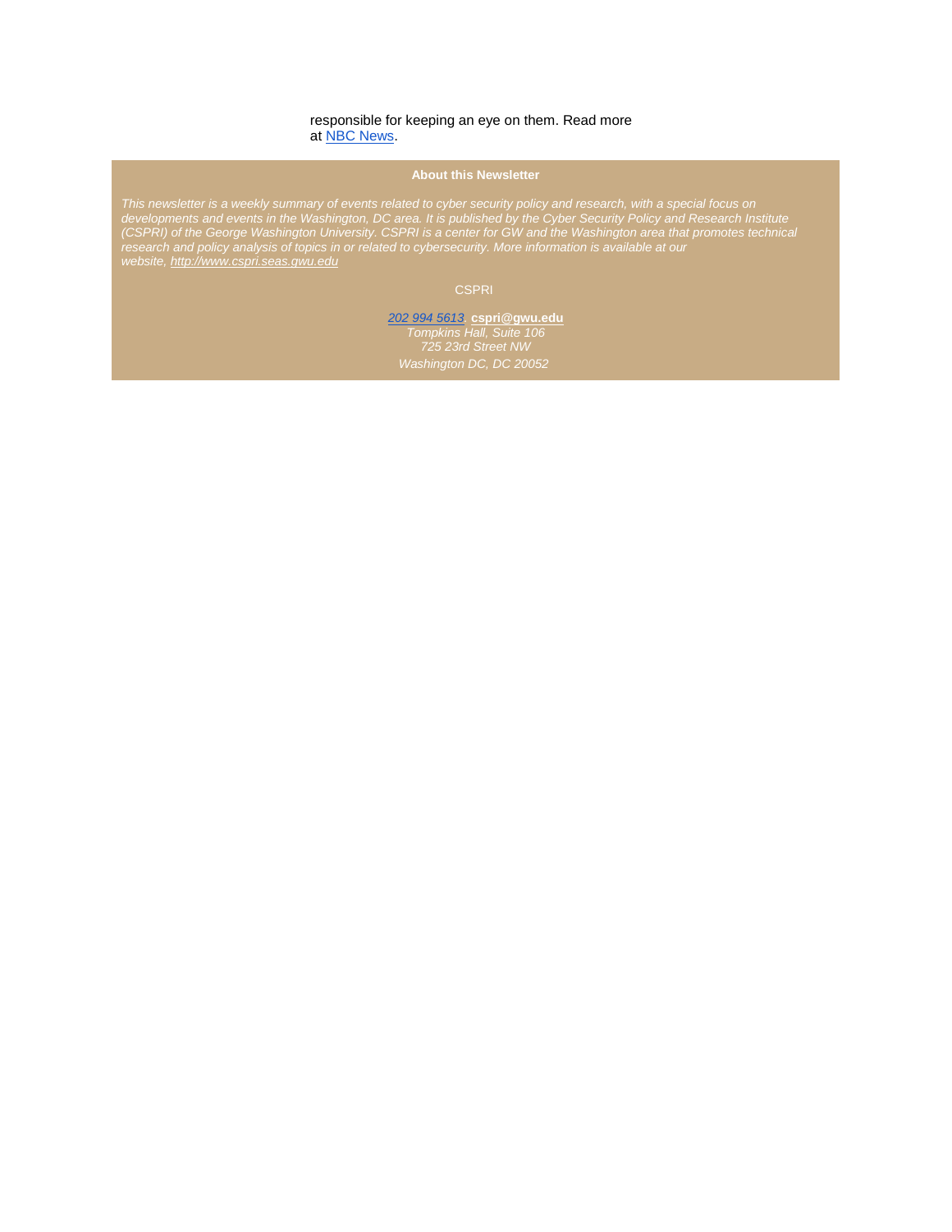responsible for keeping an eye on them. Read more at NBC News.

**About this Newsletter**

*This newsletter is a weekly summary of events related to cyber security policy and research, with a special focus on developments and events in the Washington, DC area. It is published by the Cyber Security Policy and Research Institute (CSPRI) of the George Washington University. CSPRI is a center for GW and the Washington area that promotes technical research and policy analysis of topics in or related to cybersecurity. More information is available at our website, http://www.cspri.seas.gwu.edu*

CSPRI

*202 994 5613* **cspri@gwu.edu**
*Tompkins Hall, Suite 106*
*725 23rd Street NW*
*Washington DC, DC 20052*